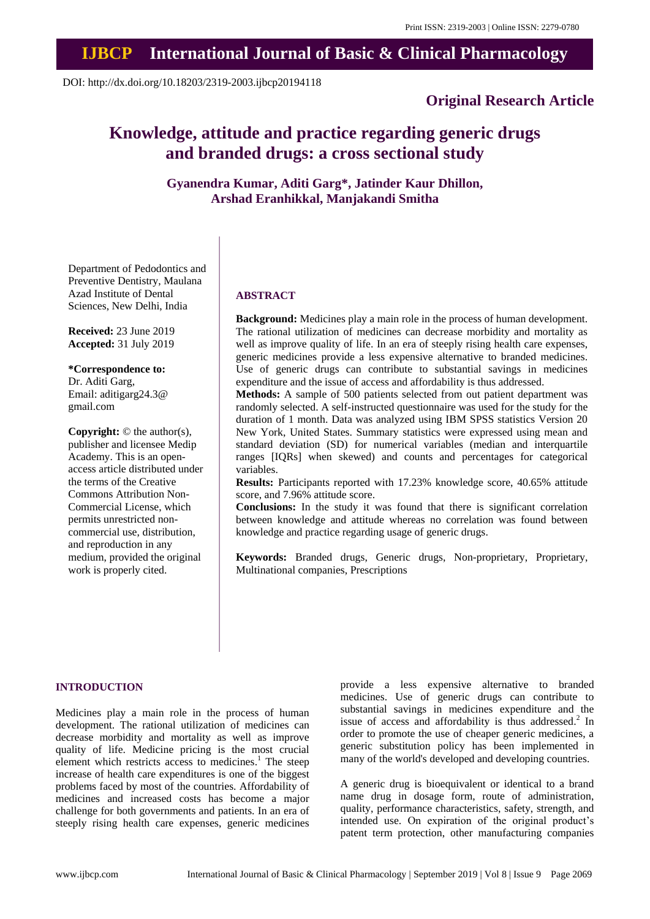Print ISSN: 2319-2003 | Online ISSN: 2279-0780

# IJBCP International Journal of Basic & Clinical Pharmacology

DOI: http://dx.doi.org/10.18203/2319-2003.ijbcp20194118

**Original Research Article**

# Knowledge, attitude and practice regarding generic drugs and branded drugs: a cross sectional study

**Gyanendra Kumar, Aditi Garg\*, Jatinder Kaur Dhillon, Arshad Eranhikkal, Manjakandi Smitha**

Department of Pedodontics and Preventive Dentistry, Maulana Azad Institute of Dental Sciences, New Delhi, India

**Received:** 23 June 2019
**Accepted:** 31 July 2019

**\*Correspondence to:**
Dr. Aditi Garg,
Email: aditigarg24.3@gmail.com

**Copyright:** © the author(s), publisher and licensee Medip Academy. This is an open-access article distributed under the terms of the Creative Commons Attribution Non-Commercial License, which permits unrestricted non-commercial use, distribution, and reproduction in any medium, provided the original work is properly cited.

## ABSTRACT

**Background:** Medicines play a main role in the process of human development. The rational utilization of medicines can decrease morbidity and mortality as well as improve quality of life. In an era of steeply rising health care expenses, generic medicines provide a less expensive alternative to branded medicines. Use of generic drugs can contribute to substantial savings in medicines expenditure and the issue of access and affordability is thus addressed.

**Methods:** A sample of 500 patients selected from out patient department was randomly selected. A self-instructed questionnaire was used for the study for the duration of 1 month. Data was analyzed using IBM SPSS statistics Version 20 New York, United States. Summary statistics were expressed using mean and standard deviation (SD) for numerical variables (median and interquartile ranges [IQRs] when skewed) and counts and percentages for categorical variables.

**Results:** Participants reported with 17.23% knowledge score, 40.65% attitude score, and 7.96% attitude score.

**Conclusions:** In the study it was found that there is significant correlation between knowledge and attitude whereas no correlation was found between knowledge and practice regarding usage of generic drugs.

**Keywords:** Branded drugs, Generic drugs, Non-proprietary, Proprietary, Multinational companies, Prescriptions

## INTRODUCTION

Medicines play a main role in the process of human development. The rational utilization of medicines can decrease morbidity and mortality as well as improve quality of life. Medicine pricing is the most crucial element which restricts access to medicines.[1] The steep increase of health care expenditures is one of the biggest problems faced by most of the countries. Affordability of medicines and increased costs has become a major challenge for both governments and patients. In an era of steeply rising health care expenses, generic medicines provide a less expensive alternative to branded medicines. Use of generic drugs can contribute to substantial savings in medicines expenditure and the issue of access and affordability is thus addressed.[2] In order to promote the use of cheaper generic medicines, a generic substitution policy has been implemented in many of the world's developed and developing countries.

A generic drug is bioequivalent or identical to a brand name drug in dosage form, route of administration, quality, performance characteristics, safety, strength, and intended use. On expiration of the original product's patent term protection, other manufacturing companies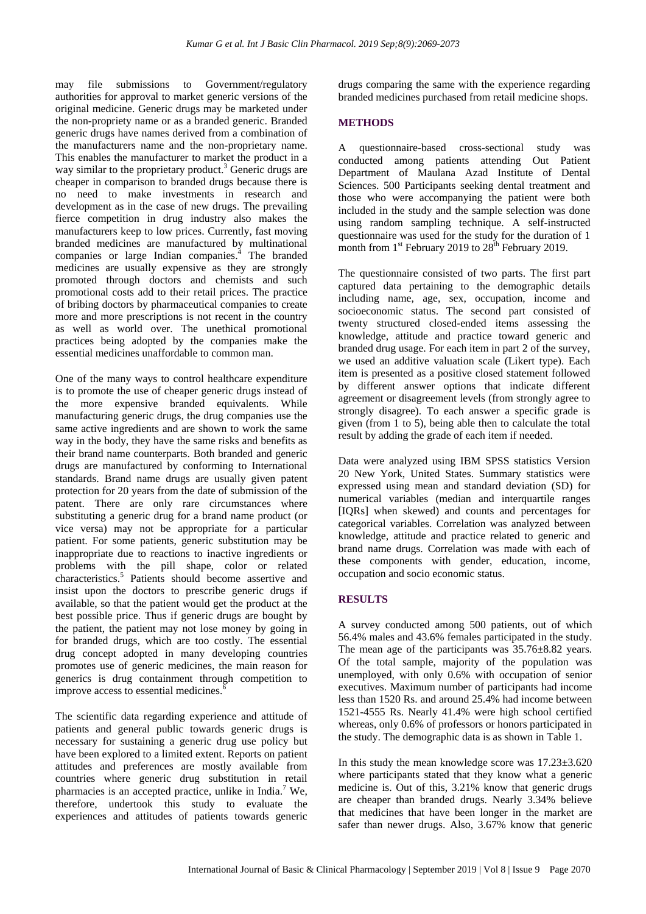may file submissions to Government/regulatory authorities for approval to market generic versions of the original medicine. Generic drugs may be marketed under the non-propriety name or as a branded generic. Branded generic drugs have names derived from a combination of the manufacturers name and the non-proprietary name. This enables the manufacturer to market the product in a way similar to the proprietary product.[3] Generic drugs are cheaper in comparison to branded drugs because there is no need to make investments in research and development as in the case of new drugs. The prevailing fierce competition in drug industry also makes the manufacturers keep to low prices. Currently, fast moving branded medicines are manufactured by multinational companies or large Indian companies.[4] The branded medicines are usually expensive as they are strongly promoted through doctors and chemists and such promotional costs add to their retail prices. The practice of bribing doctors by pharmaceutical companies to create more and more prescriptions is not recent in the country as well as world over. The unethical promotional practices being adopted by the companies make the essential medicines unaffordable to common man.

One of the many ways to control healthcare expenditure is to promote the use of cheaper generic drugs instead of the more expensive branded equivalents. While manufacturing generic drugs, the drug companies use the same active ingredients and are shown to work the same way in the body, they have the same risks and benefits as their brand name counterparts. Both branded and generic drugs are manufactured by conforming to International standards. Brand name drugs are usually given patent protection for 20 years from the date of submission of the patent. There are only rare circumstances where substituting a generic drug for a brand name product (or vice versa) may not be appropriate for a particular patient. For some patients, generic substitution may be inappropriate due to reactions to inactive ingredients or problems with the pill shape, color or related characteristics.[5] Patients should become assertive and insist upon the doctors to prescribe generic drugs if available, so that the patient would get the product at the best possible price. Thus if generic drugs are bought by the patient, the patient may not lose money by going in for branded drugs, which are too costly. The essential drug concept adopted in many developing countries promotes use of generic medicines, the main reason for generics is drug containment through competition to improve access to essential medicines.[6]

The scientific data regarding experience and attitude of patients and general public towards generic drugs is necessary for sustaining a generic drug use policy but have been explored to a limited extent. Reports on patient attitudes and preferences are mostly available from countries where generic drug substitution in retail pharmacies is an accepted practice, unlike in India.[7] We, therefore, undertook this study to evaluate the experiences and attitudes of patients towards generic drugs comparing the same with the experience regarding branded medicines purchased from retail medicine shops.

## METHODS

A questionnaire-based cross-sectional study was conducted among patients attending Out Patient Department of Maulana Azad Institute of Dental Sciences. 500 Participants seeking dental treatment and those who were accompanying the patient were both included in the study and the sample selection was done using random sampling technique. A self-instructed questionnaire was used for the study for the duration of 1 month from 1st February 2019 to 28th February 2019.

The questionnaire consisted of two parts. The first part captured data pertaining to the demographic details including name, age, sex, occupation, income and socioeconomic status. The second part consisted of twenty structured closed-ended items assessing the knowledge, attitude and practice toward generic and branded drug usage. For each item in part 2 of the survey, we used an additive valuation scale (Likert type). Each item is presented as a positive closed statement followed by different answer options that indicate different agreement or disagreement levels (from strongly agree to strongly disagree). To each answer a specific grade is given (from 1 to 5), being able then to calculate the total result by adding the grade of each item if needed.

Data were analyzed using IBM SPSS statistics Version 20 New York, United States. Summary statistics were expressed using mean and standard deviation (SD) for numerical variables (median and interquartile ranges [IQRs] when skewed) and counts and percentages for categorical variables. Correlation was analyzed between knowledge, attitude and practice related to generic and brand name drugs. Correlation was made with each of these components with gender, education, income, occupation and socio economic status.

## RESULTS

A survey conducted among 500 patients, out of which 56.4% males and 43.6% females participated in the study. The mean age of the participants was 35.76±8.82 years. Of the total sample, majority of the population was unemployed, with only 0.6% with occupation of senior executives. Maximum number of participants had income less than 1520 Rs. and around 25.4% had income between 1521-4555 Rs. Nearly 41.4% were high school certified whereas, only 0.6% of professors or honors participated in the study. The demographic data is as shown in Table 1.

In this study the mean knowledge score was 17.23±3.620 where participants stated that they know what a generic medicine is. Out of this, 3.21% know that generic drugs are cheaper than branded drugs. Nearly 3.34% believe that medicines that have been longer in the market are safer than newer drugs. Also, 3.67% know that generic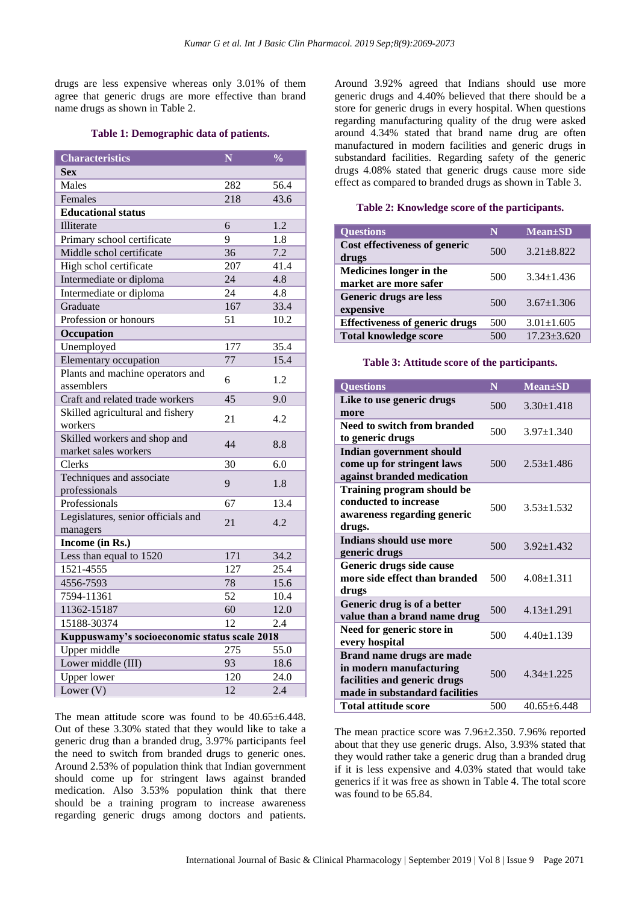drugs are less expensive whereas only 3.01% of them agree that generic drugs are more effective than brand name drugs as shown in Table 2.

**Table 1: Demographic data of patients.**

| Characteristics | N | % |
|---|---|---|
| **Sex** | | |
| Males | 282 | 56.4 |
| Females | 218 | 43.6 |
| **Educational status** | | |
| Illiterate | 6 | 1.2 |
| Primary school certificate | 9 | 1.8 |
| Middle schol certificate | 36 | 7.2 |
| High schol certificate | 207 | 41.4 |
| Intermediate or diploma | 24 | 4.8 |
| Intermediate or diploma | 24 | 4.8 |
| Graduate | 167 | 33.4 |
| Profession or honours | 51 | 10.2 |
| **Occupation** | | |
| Unemployed | 177 | 35.4 |
| Elementary occupation | 77 | 15.4 |
| Plants and machine operators and assemblers | 6 | 1.2 |
| Craft and related trade workers | 45 | 9.0 |
| Skilled agricultural and fishery workers | 21 | 4.2 |
| Skilled workers and shop and market sales workers | 44 | 8.8 |
| Clerks | 30 | 6.0 |
| Techniques and associate professionals | 9 | 1.8 |
| Professionals | 67 | 13.4 |
| Legislatures, senior officials and managers | 21 | 4.2 |
| **Income (in Rs.)** | | |
| Less than equal to 1520 | 171 | 34.2 |
| 1521-4555 | 127 | 25.4 |
| 4556-7593 | 78 | 15.6 |
| 7594-11361 | 52 | 10.4 |
| 11362-15187 | 60 | 12.0 |
| 15188-30374 | 12 | 2.4 |
| **Kuppuswamy's socioeconomic status scale 2018** | | |
| Upper middle | 275 | 55.0 |
| Lower middle (III) | 93 | 18.6 |
| Upper lower | 120 | 24.0 |
| Lower (V) | 12 | 2.4 |

The mean attitude score was found to be 40.65±6.448. Out of these 3.30% stated that they would like to take a generic drug than a branded drug, 3.97% participants feel the need to switch from branded drugs to generic ones. Around 2.53% of population think that Indian government should come up for stringent laws against branded medication. Also 3.53% population think that there should be a training program to increase awareness regarding generic drugs among doctors and patients. Around 3.92% agreed that Indians should use more generic drugs and 4.40% believed that there should be a store for generic drugs in every hospital. When questions regarding manufacturing quality of the drug were asked around 4.34% stated that brand name drug are often manufactured in modern facilities and generic drugs in substandard facilities. Regarding safety of the generic drugs 4.08% stated that generic drugs cause more side effect as compared to branded drugs as shown in Table 3.

**Table 2: Knowledge score of the participants.**

| Questions | N | Mean±SD |
|---|---|---|
| **Cost effectiveness of generic drugs** | 500 | 3.21±8.822 |
| **Medicines longer in the market are more safer** | 500 | 3.34±1.436 |
| **Generic drugs are less expensive** | 500 | 3.67±1.306 |
| **Effectiveness of generic drugs** | 500 | 3.01±1.605 |
| **Total knowledge score** | 500 | 17.23±3.620 |

**Table 3: Attitude score of the participants.**

| Questions | N | Mean±SD |
|---|---|---|
| **Like to use generic drugs more** | 500 | 3.30±1.418 |
| **Need to switch from branded to generic drugs** | 500 | 3.97±1.340 |
| **Indian government should come up for stringent laws against branded medication** | 500 | 2.53±1.486 |
| **Training program should be conducted to increase awareness regarding generic drugs.** | 500 | 3.53±1.532 |
| **Indians should use more generic drugs** | 500 | 3.92±1.432 |
| **Generic drugs side cause more side effect than branded drugs** | 500 | 4.08±1.311 |
| **Generic drug is of a better value than a brand name drug** | 500 | 4.13±1.291 |
| **Need for generic store in every hospital** | 500 | 4.40±1.139 |
| **Brand name drugs are made in modern manufacturing facilities and generic drugs made in substandard facilities** | 500 | 4.34±1.225 |
| **Total attitude score** | 500 | 40.65±6.448 |

The mean practice score was 7.96±2.350. 7.96% reported about that they use generic drugs. Also, 3.93% stated that they would rather take a generic drug than a branded drug if it is less expensive and 4.03% stated that would take generics if it was free as shown in Table 4. The total score was found to be 65.84.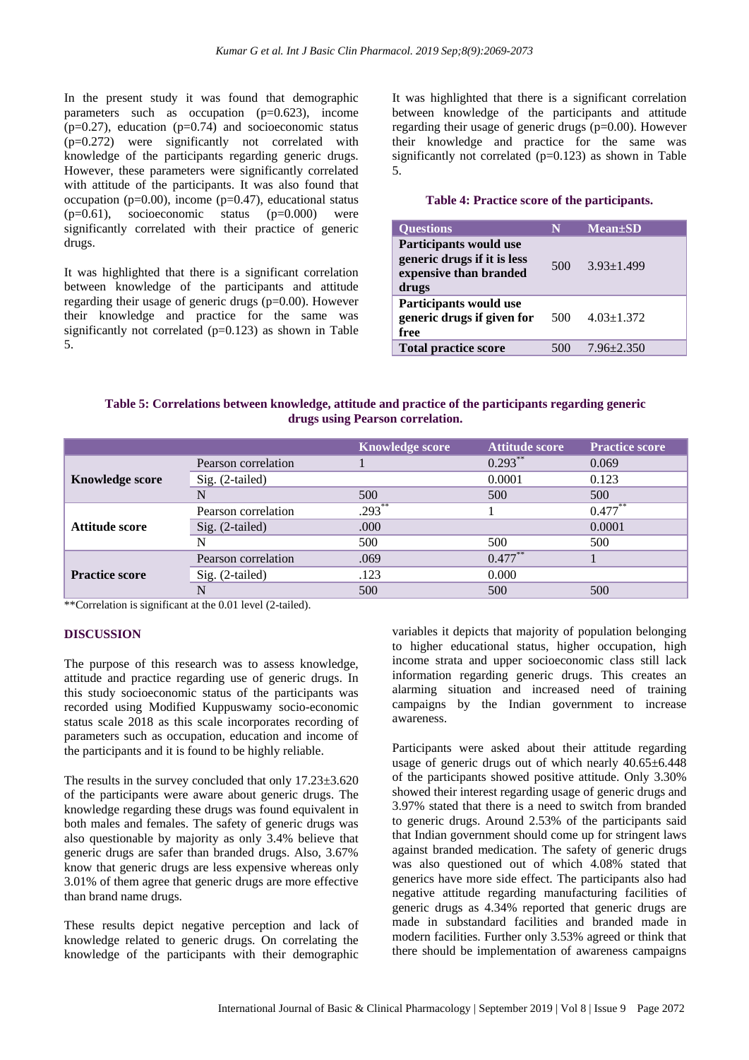In the present study it was found that demographic parameters such as occupation (p=0.623), income (p=0.27), education (p=0.74) and socioeconomic status (p=0.272) were significantly not correlated with knowledge of the participants regarding generic drugs. However, these parameters were significantly correlated with attitude of the participants. It was also found that occupation (p=0.00), income (p=0.47), educational status (p=0.61), socioeconomic status (p=0.000) were significantly correlated with their practice of generic drugs.

It was highlighted that there is a significant correlation between knowledge of the participants and attitude regarding their usage of generic drugs (p=0.00). However their knowledge and practice for the same was significantly not correlated (p=0.123) as shown in Table 5.

**Table 4: Practice score of the participants.**

| Questions | N | Mean±SD |
|---|---|---|
| **Participants would use generic drugs if it is less expensive than branded drugs** | 500 | 3.93±1.499 |
| **Participants would use generic drugs if given for free** | 500 | 4.03±1.372 |
| **Total practice score** | 500 | 7.96±2.350 |

**Table 5: Correlations between knowledge, attitude and practice of the participants regarding generic drugs using Pearson correlation.**

| | | Knowledge score | Attitude score | Practice score |
|---|---|---|---|---|
| **Knowledge score** | Pearson correlation | 1 | 0.293** | 0.069 |
| | Sig. (2-tailed) | | 0.0001 | 0.123 |
| | N | 500 | 500 | 500 |
| **Attitude score** | Pearson correlation | .293** | 1 | 0.477** |
| | Sig. (2-tailed) | .000 | | 0.0001 |
| | N | 500 | 500 | 500 |
| **Practice score** | Pearson correlation | .069 | 0.477** | 1 |
| | Sig. (2-tailed) | .123 | 0.000 | |
| | N | 500 | 500 | 500 |

**Correlation is significant at the 0.01 level (2-tailed).

## DISCUSSION

The purpose of this research was to assess knowledge, attitude and practice regarding use of generic drugs. In this study socioeconomic status of the participants was recorded using Modified Kuppuswamy socio-economic status scale 2018 as this scale incorporates recording of parameters such as occupation, education and income of the participants and it is found to be highly reliable.

The results in the survey concluded that only 17.23±3.620 of the participants were aware about generic drugs. The knowledge regarding these drugs was found equivalent in both males and females. The safety of generic drugs was also questionable by majority as only 3.4% believe that generic drugs are safer than branded drugs. Also, 3.67% know that generic drugs are less expensive whereas only 3.01% of them agree that generic drugs are more effective than brand name drugs.

These results depict negative perception and lack of knowledge related to generic drugs. On correlating the knowledge of the participants with their demographic variables it depicts that majority of population belonging to higher educational status, higher occupation, high income strata and upper socioeconomic class still lack information regarding generic drugs. This creates an alarming situation and increased need of training campaigns by the Indian government to increase awareness.

Participants were asked about their attitude regarding usage of generic drugs out of which nearly 40.65±6.448 of the participants showed positive attitude. Only 3.30% showed their interest regarding usage of generic drugs and 3.97% stated that there is a need to switch from branded to generic drugs. Around 2.53% of the participants said that Indian government should come up for stringent laws against branded medication. The safety of generic drugs was also questioned out of which 4.08% stated that generics have more side effect. The participants also had negative attitude regarding manufacturing facilities of generic drugs as 4.34% reported that generic drugs are made in substandard facilities and branded made in modern facilities. Further only 3.53% agreed or think that there should be implementation of awareness campaigns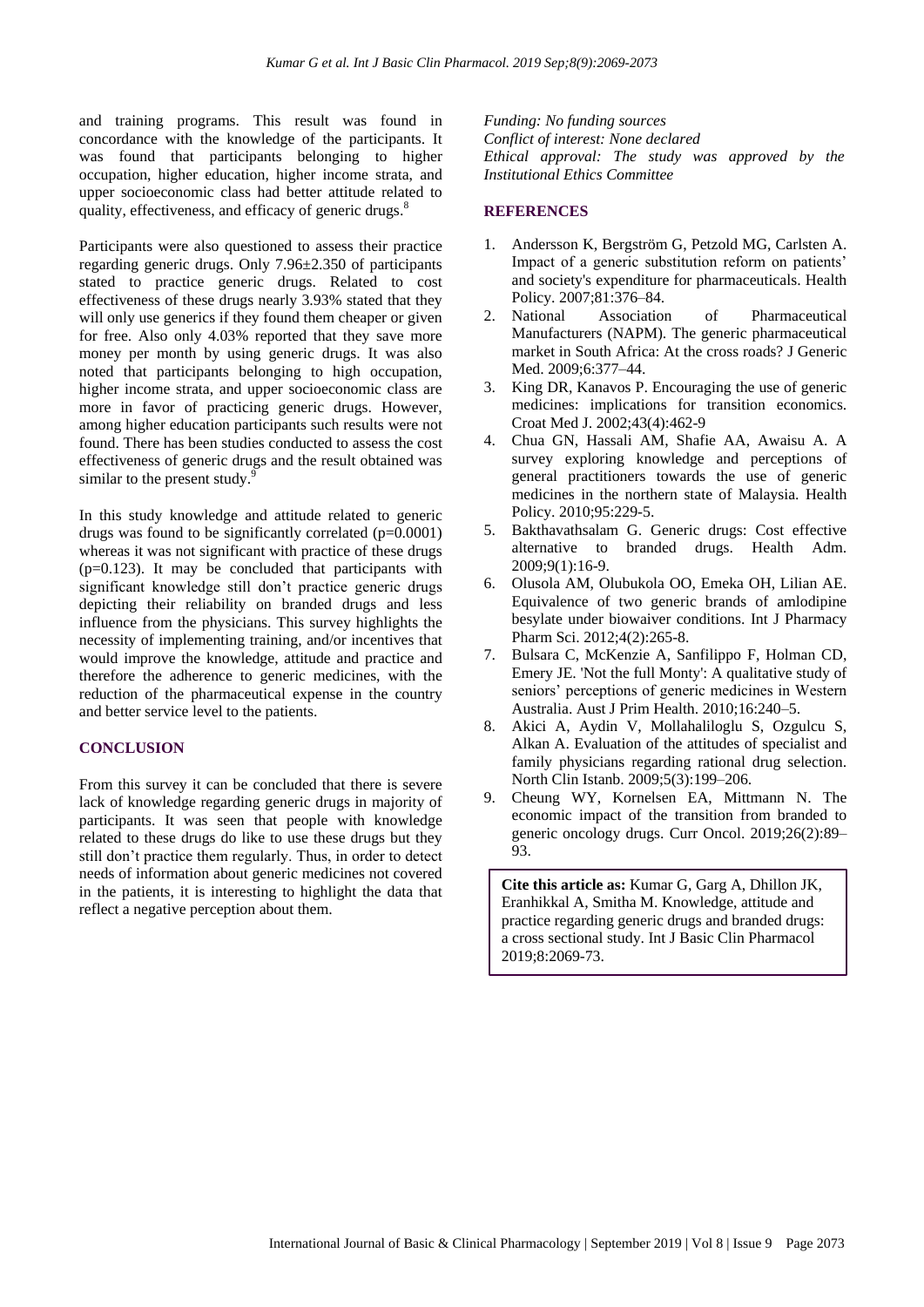and training programs. This result was found in concordance with the knowledge of the participants. It was found that participants belonging to higher occupation, higher education, higher income strata, and upper socioeconomic class had better attitude related to quality, effectiveness, and efficacy of generic drugs.[8]

Participants were also questioned to assess their practice regarding generic drugs. Only 7.96±2.350 of participants stated to practice generic drugs. Related to cost effectiveness of these drugs nearly 3.93% stated that they will only use generics if they found them cheaper or given for free. Also only 4.03% reported that they save more money per month by using generic drugs. It was also noted that participants belonging to high occupation, higher income strata, and upper socioeconomic class are more in favor of practicing generic drugs. However, among higher education participants such results were not found. There has been studies conducted to assess the cost effectiveness of generic drugs and the result obtained was similar to the present study.[9]

In this study knowledge and attitude related to generic drugs was found to be significantly correlated (p=0.0001) whereas it was not significant with practice of these drugs (p=0.123). It may be concluded that participants with significant knowledge still don't practice generic drugs depicting their reliability on branded drugs and less influence from the physicians. This survey highlights the necessity of implementing training, and/or incentives that would improve the knowledge, attitude and practice and therefore the adherence to generic medicines, with the reduction of the pharmaceutical expense in the country and better service level to the patients.

## CONCLUSION

From this survey it can be concluded that there is severe lack of knowledge regarding generic drugs in majority of participants. It was seen that people with knowledge related to these drugs do like to use these drugs but they still don't practice them regularly. Thus, in order to detect needs of information about generic medicines not covered in the patients, it is interesting to highlight the data that reflect a negative perception about them.

*Funding: No funding sources*
*Conflict of interest: None declared*
*Ethical approval: The study was approved by the Institutional Ethics Committee*

## REFERENCES

1. Andersson K, Bergström G, Petzold MG, Carlsten A. Impact of a generic substitution reform on patients' and society's expenditure for pharmaceuticals. Health Policy. 2007;81:376–84.
2. National Association of Pharmaceutical Manufacturers (NAPM). The generic pharmaceutical market in South Africa: At the cross roads? J Generic Med. 2009;6:377–44.
3. King DR, Kanavos P. Encouraging the use of generic medicines: implications for transition economics. Croat Med J. 2002;43(4):462-9
4. Chua GN, Hassali AM, Shafie AA, Awaisu A. A survey exploring knowledge and perceptions of general practitioners towards the use of generic medicines in the northern state of Malaysia. Health Policy. 2010;95:229-5.
5. Bakthavathsalam G. Generic drugs: Cost effective alternative to branded drugs. Health Adm. 2009;9(1):16-9.
6. Olusola AM, Olubukola OO, Emeka OH, Lilian AE. Equivalence of two generic brands of amlodipine besylate under biowaiver conditions. Int J Pharmacy Pharm Sci. 2012;4(2):265-8.
7. Bulsara C, McKenzie A, Sanfilippo F, Holman CD, Emery JE. 'Not the full Monty': A qualitative study of seniors' perceptions of generic medicines in Western Australia. Aust J Prim Health. 2010;16:240–5.
8. Akici A, Aydin V, Mollahaliloglu S, Ozgulcu S, Alkan A. Evaluation of the attitudes of specialist and family physicians regarding rational drug selection. North Clin Istanb. 2009;5(3):199–206.
9. Cheung WY, Kornelsen EA, Mittmann N. The economic impact of the transition from branded to generic oncology drugs. Curr Oncol. 2019;26(2):89–93.

**Cite this article as:** Kumar G, Garg A, Dhillon JK, Eranhikkal A, Smitha M. Knowledge, attitude and practice regarding generic drugs and branded drugs: a cross sectional study. Int J Basic Clin Pharmacol 2019;8:2069-73.